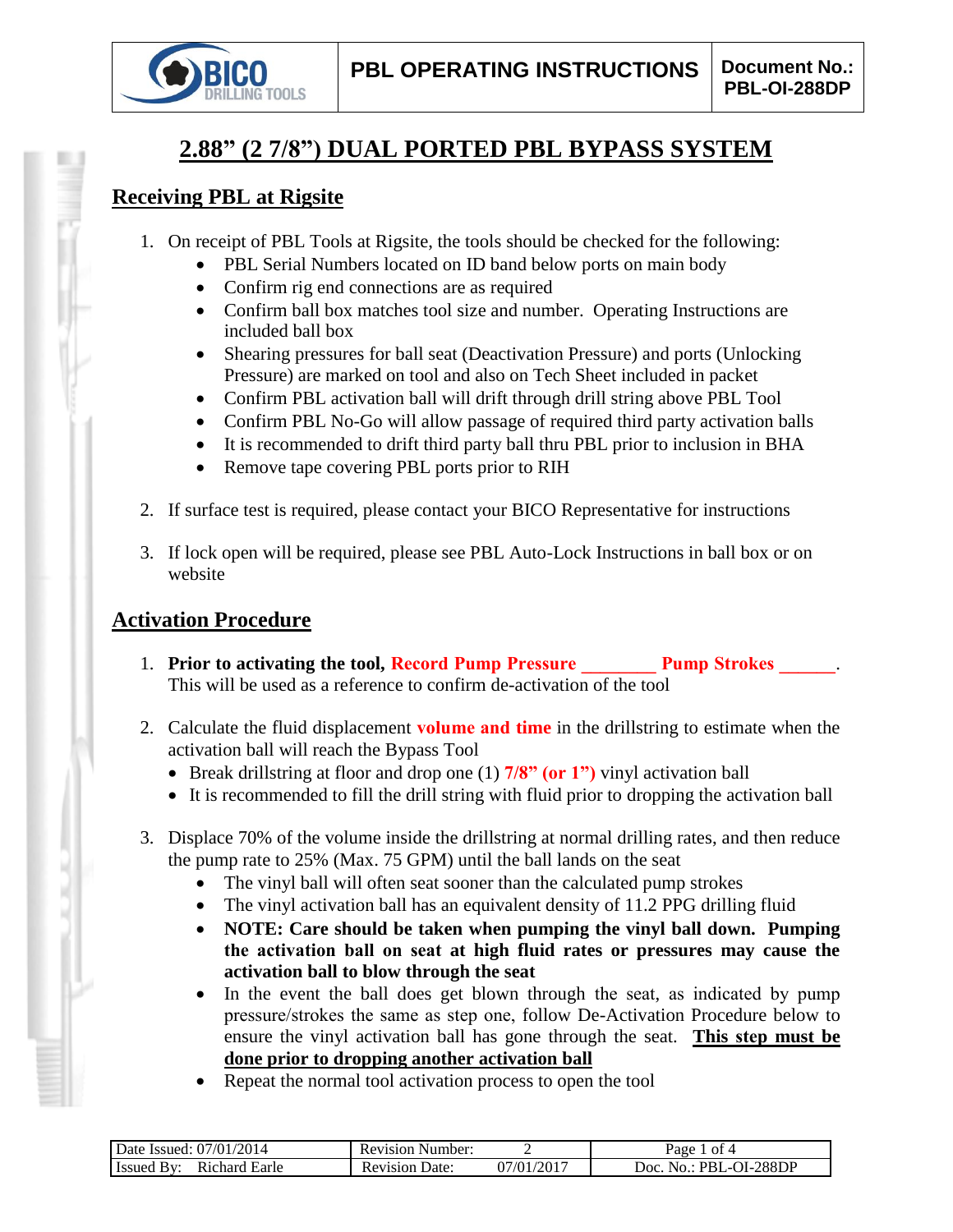# 2.88" (2 7/8") DUAL PORTED PBL BYPASS SYSTEM

## Receiving PBL at Rigsite

1. On receipt of PBL Tools at Rigsite, the tools should be checked for the following:
   - PBL Serial Numbers located on ID band below ports on main body
   - Confirm rig end connections are as required
   - Confirm ball box matches tool size and number. Operating Instructions are included ball box
   - Shearing pressures for ball seat (Deactivation Pressure) and ports (Unlocking Pressure) are marked on tool and also on Tech Sheet included in packet
   - Confirm PBL activation ball will drift through drill string above PBL Tool
   - Confirm PBL No-Go will allow passage of required third party activation balls
   - It is recommended to drift third party ball thru PBL prior to inclusion in BHA
   - Remove tape covering PBL ports prior to RIH

2. If surface test is required, please contact your BICO Representative for instructions

3. If lock open will be required, please see PBL Auto-Lock Instructions in ball box or on website

## Activation Procedure

1. **Prior to activating the tool, Record Pump Pressure ________ Pump Strokes ______.** This will be used as a reference to confirm de-activation of the tool

2. Calculate the fluid displacement **volume and time** in the drillstring to estimate when the activation ball will reach the Bypass Tool
   - Break drillstring at floor and drop one (1) **7/8" (or 1")** vinyl activation ball
   - It is recommended to fill the drill string with fluid prior to dropping the activation ball

3. Displace 70% of the volume inside the drillstring at normal drilling rates, and then reduce the pump rate to 25% (Max. 75 GPM) until the ball lands on the seat
   - The vinyl ball will often seat sooner than the calculated pump strokes
   - The vinyl activation ball has an equivalent density of 11.2 PPG drilling fluid
   - **NOTE: Care should be taken when pumping the vinyl ball down. Pumping the activation ball on seat at high fluid rates or pressures may cause the activation ball to blow through the seat**
   - In the event the ball does get blown through the seat, as indicated by pump pressure/strokes the same as step one, follow De-Activation Procedure below to ensure the vinyl activation ball has gone through the seat. **<u>This step must be done prior to dropping another activation ball</u>**
   - Repeat the normal tool activation process to open the tool

| Date Issued: 07/01/2014 | Revision Number: 2 | Page 1 of 4 |
|---|---|---|
| Issued By: Richard Earle | Revision Date: 07/01/2017 | Doc. No.: PBL-OI-288DP |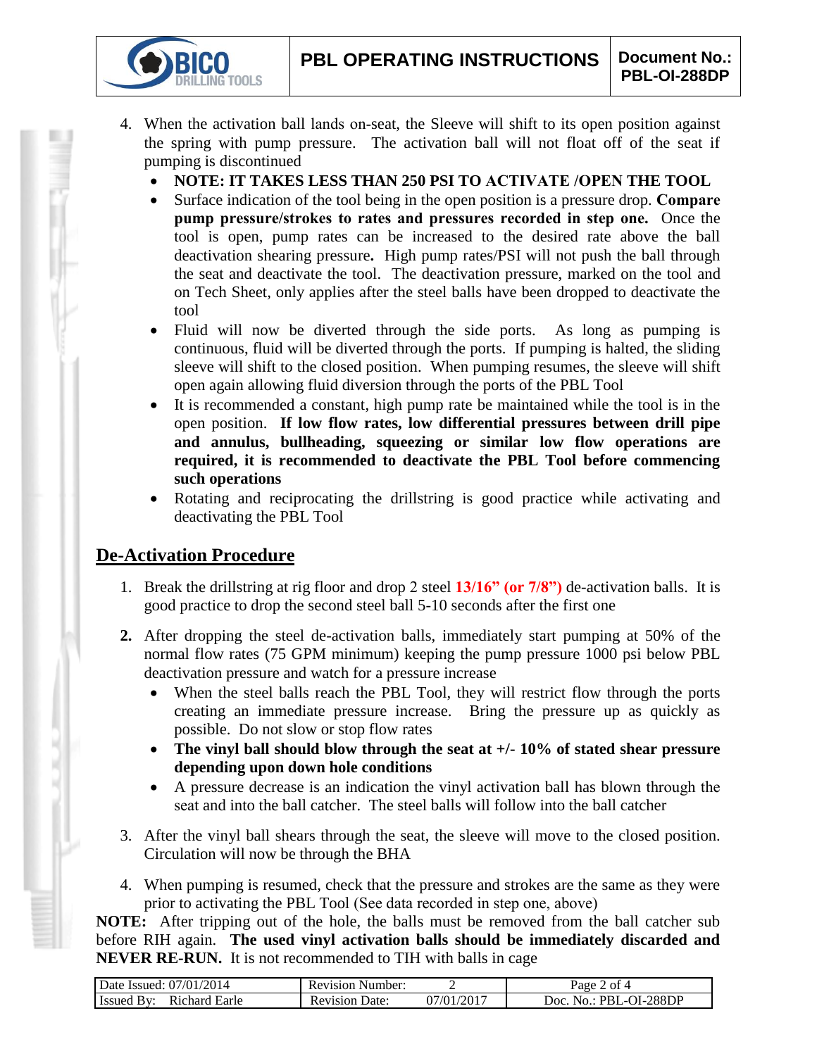4. When the activation ball lands on-seat, the Sleeve will shift to its open position against the spring with pump pressure. The activation ball will not float off of the seat if pumping is discontinued
   - **NOTE: IT TAKES LESS THAN 250 PSI TO ACTIVATE /OPEN THE TOOL**
   - Surface indication of the tool being in the open position is a pressure drop. **Compare pump pressure/strokes to rates and pressures recorded in step one.** Once the tool is open, pump rates can be increased to the desired rate above the ball deactivation shearing pressure**.** High pump rates/PSI will not push the ball through the seat and deactivate the tool. The deactivation pressure, marked on the tool and on Tech Sheet, only applies after the steel balls have been dropped to deactivate the tool
   - Fluid will now be diverted through the side ports. As long as pumping is continuous, fluid will be diverted through the ports. If pumping is halted, the sliding sleeve will shift to the closed position. When pumping resumes, the sleeve will shift open again allowing fluid diversion through the ports of the PBL Tool
   - It is recommended a constant, high pump rate be maintained while the tool is in the open position. **If low flow rates, low differential pressures between drill pipe and annulus, bullheading, squeezing or similar low flow operations are required, it is recommended to deactivate the PBL Tool before commencing such operations**
   - Rotating and reciprocating the drillstring is good practice while activating and deactivating the PBL Tool

## De-Activation Procedure

1. Break the drillstring at rig floor and drop 2 steel **13/16" (or 7/8")** de-activation balls. It is good practice to drop the second steel ball 5-10 seconds after the first one

2. After dropping the steel de-activation balls, immediately start pumping at 50% of the normal flow rates (75 GPM minimum) keeping the pump pressure 1000 psi below PBL deactivation pressure and watch for a pressure increase
   - When the steel balls reach the PBL Tool, they will restrict flow through the ports creating an immediate pressure increase. Bring the pressure up as quickly as possible. Do not slow or stop flow rates
   - **The vinyl ball should blow through the seat at +/- 10% of stated shear pressure depending upon down hole conditions**
   - A pressure decrease is an indication the vinyl activation ball has blown through the seat and into the ball catcher. The steel balls will follow into the ball catcher

3. After the vinyl ball shears through the seat, the sleeve will move to the closed position. Circulation will now be through the BHA

4. When pumping is resumed, check that the pressure and strokes are the same as they were prior to activating the PBL Tool (See data recorded in step one, above)

**NOTE:** After tripping out of the hole, the balls must be removed from the ball catcher sub before RIH again. **The used vinyl activation balls should be immediately discarded and NEVER RE-RUN.** It is not recommended to TIH with balls in cage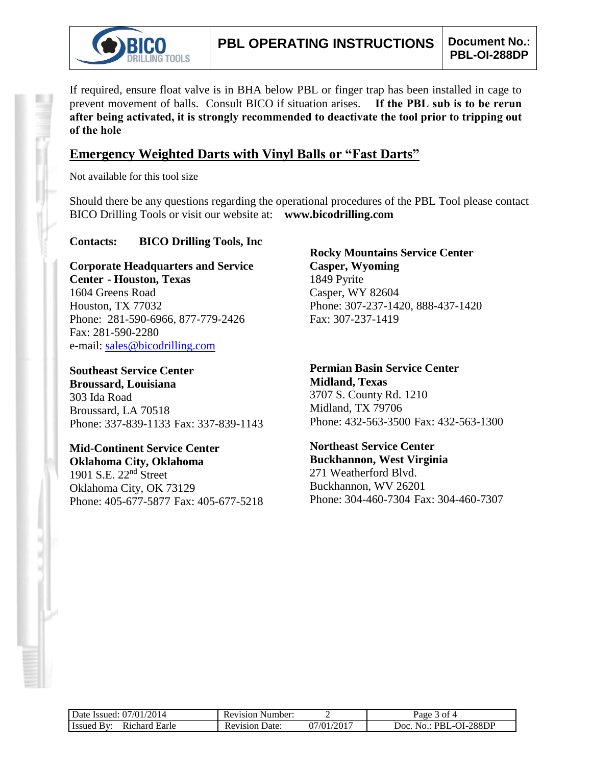If required, ensure float valve is in BHA below PBL or finger trap has been installed in cage to prevent movement of balls. Consult BICO if situation arises. **If the PBL sub is to be rerun after being activated, it is strongly recommended to deactivate the tool prior to tripping out of the hole**

## Emergency Weighted Darts with Vinyl Balls or "Fast Darts"

Not available for this tool size

Should there be any questions regarding the operational procedures of the PBL Tool please contact BICO Drilling Tools or visit our website at: **www.bicodrilling.com**

**Contacts: BICO Drilling Tools, Inc**

**Corporate Headquarters and Service Center - Houston, Texas**
1604 Greens Road
Houston, TX 77032
Phone: 281-590-6966, 877-779-2426
Fax: 281-590-2280
e-mail: sales@bicodrilling.com

**Southeast Service Center**
**Broussard, Louisiana**
303 Ida Road
Broussard, LA 70518
Phone: 337-839-1133 Fax: 337-839-1143

**Mid-Continent Service Center**
**Oklahoma City, Oklahoma**
1901 S.E. 22nd Street
Oklahoma City, OK 73129
Phone: 405-677-5877 Fax: 405-677-5218

**Rocky Mountains Service Center**
**Casper, Wyoming**
1849 Pyrite
Casper, WY 82604
Phone: 307-237-1420, 888-437-1420
Fax: 307-237-1419

**Permian Basin Service Center**
**Midland, Texas**
3707 S. County Rd. 1210
Midland, TX 79706
Phone: 432-563-3500 Fax: 432-563-1300

**Northeast Service Center**
**Buckhannon, West Virginia**
271 Weatherford Blvd.
Buckhannon, WV 26201
Phone: 304-460-7304 Fax: 304-460-7307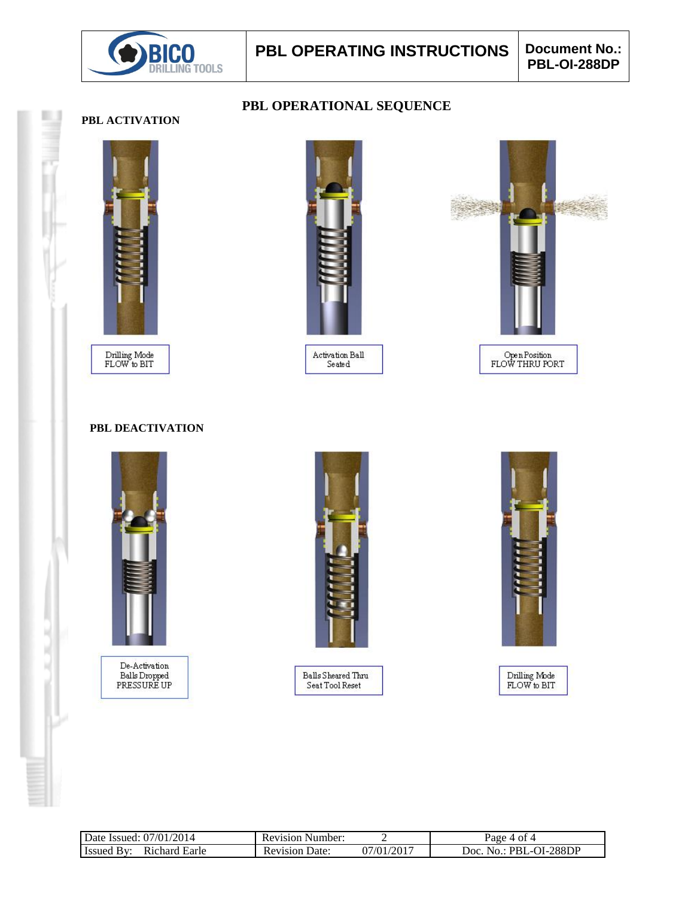# PBL OPERATIONAL SEQUENCE

## PBL ACTIVATION

Drilling Mode
FLOW to BIT

Activation Ball
Seated

Open Position
FLOW THRU PORT

## PBL DEACTIVATION

De-Activation
Balls Dropped
PRESSURE UP

Balls Sheared Thru
Seat Tool Reset

Drilling Mode
FLOW to BIT